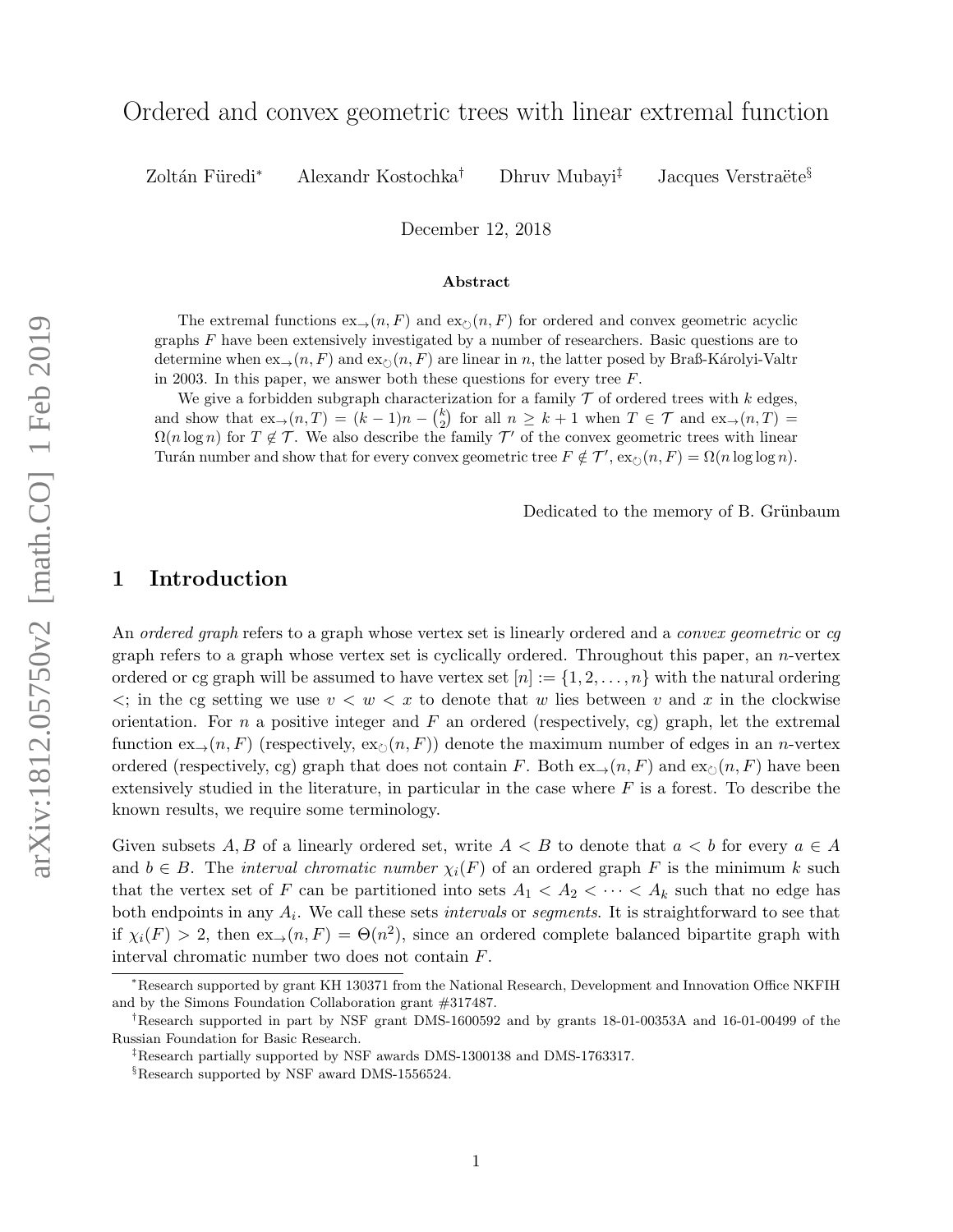# Ordered and convex geometric trees with linear extremal function

Zoltán Füredi[*] Alexandr Kostochka[†] Dhruv Mubayi[‡] Jacques Verstraëte[§]

December 12, 2018

### Abstract

The extremal functions $\mathrm{ex}_{\rightarrow}(n, F)$ and $\mathrm{ex}_{\circlearrowright}(n, F)$ for ordered and convex geometric acyclic graphs $F$ have been extensively investigated by a number of researchers. Basic questions are to determine when $\mathrm{ex}_{\rightarrow}(n, F)$ and $\mathrm{ex}_{\circlearrowright}(n, F)$ are linear in $n$, the latter posed by Braß-Károlyi-Valtr in 2003. In this paper, we answer both these questions for every tree $F$.

We give a forbidden subgraph characterization for a family $\mathcal{T}$ of ordered trees with $k$ edges, and show that $\mathrm{ex}_{\rightarrow}(n, T) = (k-1)n - \binom{k}{2}$ for all $n \geq k+1$ when $T \in \mathcal{T}$ and $\mathrm{ex}_{\rightarrow}(n, T) = \Omega(n \log n)$ for $T \notin \mathcal{T}$. We also describe the family $\mathcal{T}'$ of the convex geometric trees with linear Turán number and show that for every convex geometric tree $F \notin \mathcal{T}'$, $\mathrm{ex}_{\circlearrowright}(n, F) = \Omega(n \log \log n)$.

Dedicated to the memory of B. Grünbaum

## 1 Introduction

An *ordered graph* refers to a graph whose vertex set is linearly ordered and a *convex geometric* or *cg* graph refers to a graph whose vertex set is cyclically ordered. Throughout this paper, an $n$-vertex ordered or cg graph will be assumed to have vertex set $[n] := \{1, 2, \ldots, n\}$ with the natural ordering $<$; in the cg setting we use $v < w < x$ to denote that $w$ lies between $v$ and $x$ in the clockwise orientation. For $n$ a positive integer and $F$ an ordered (respectively, cg) graph, let the extremal function $\mathrm{ex}_{\rightarrow}(n, F)$ (respectively, $\mathrm{ex}_{\circlearrowright}(n, F)$) denote the maximum number of edges in an $n$-vertex ordered (respectively, cg) graph that does not contain $F$. Both $\mathrm{ex}_{\rightarrow}(n, F)$ and $\mathrm{ex}_{\circlearrowright}(n, F)$ have been extensively studied in the literature, in particular in the case where $F$ is a forest. To describe the known results, we require some terminology.

Given subsets $A, B$ of a linearly ordered set, write $A < B$ to denote that $a < b$ for every $a \in A$ and $b \in B$. The *interval chromatic number* $\chi_i(F)$ of an ordered graph $F$ is the minimum $k$ such that the vertex set of $F$ can be partitioned into sets $A_1 < A_2 < \cdots < A_k$ such that no edge has both endpoints in any $A_i$. We call these sets *intervals* or *segments*. It is straightforward to see that if $\chi_i(F) > 2$, then $\mathrm{ex}_{\rightarrow}(n, F) = \Theta(n^2)$, since an ordered complete balanced bipartite graph with interval chromatic number two does not contain $F$.

[*]Research supported by grant KH 130371 from the National Research, Development and Innovation Office NKFIH and by the Simons Foundation Collaboration grant #317487.

[†]Research supported in part by NSF grant DMS-1600592 and by grants 18-01-00353A and 16-01-00499 of the Russian Foundation for Basic Research.

[‡]Research partially supported by NSF awards DMS-1300138 and DMS-1763317.

[§]Research supported by NSF award DMS-1556524.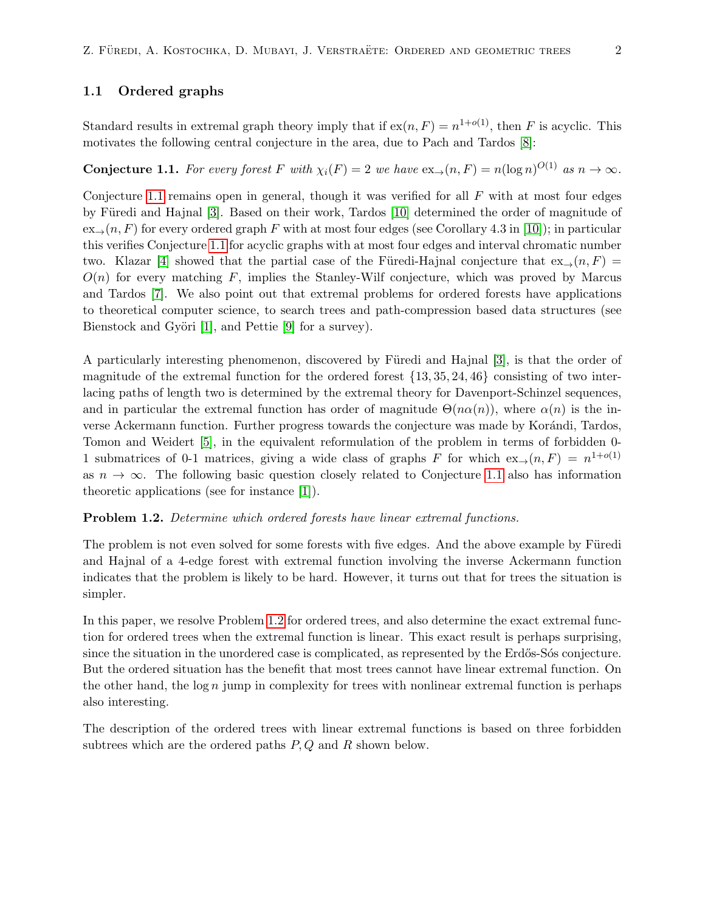### 1.1 Ordered graphs

Standard results in extremal graph theory imply that if $\mathrm{ex}(n, F) = n^{1+o(1)}$, then $F$ is acyclic. This motivates the following central conjecture in the area, due to Pach and Tardos [8]:

**Conjecture 1.1.** *For every forest $F$ with $\chi_i(F) = 2$ we have $\mathrm{ex}_{\rightarrow}(n, F) = n(\log n)^{O(1)}$ as $n \rightarrow \infty$.*

Conjecture 1.1 remains open in general, though it was verified for all $F$ with at most four edges by Füredi and Hajnal [3]. Based on their work, Tardos [10] determined the order of magnitude of $\mathrm{ex}_{\rightarrow}(n, F)$ for every ordered graph $F$ with at most four edges (see Corollary 4.3 in [10]); in particular this verifies Conjecture 1.1 for acyclic graphs with at most four edges and interval chromatic number two. Klazar [4] showed that the partial case of the Füredi-Hajnal conjecture that $\mathrm{ex}_{\rightarrow}(n, F) = O(n)$ for every matching $F$, implies the Stanley-Wilf conjecture, which was proved by Marcus and Tardos [7]. We also point out that extremal problems for ordered forests have applications to theoretical computer science, to search trees and path-compression based data structures (see Bienstock and Györi [1], and Pettie [9] for a survey).

A particularly interesting phenomenon, discovered by Füredi and Hajnal [3], is that the order of magnitude of the extremal function for the ordered forest $\{13, 35, 24, 46\}$ consisting of two interlacing paths of length two is determined by the extremal theory for Davenport-Schinzel sequences, and in particular the extremal function has order of magnitude $\Theta(n\alpha(n))$, where $\alpha(n)$ is the inverse Ackermann function. Further progress towards the conjecture was made by Korándi, Tardos, Tomon and Weidert [5], in the equivalent reformulation of the problem in terms of forbidden 0-1 submatrices of 0-1 matrices, giving a wide class of graphs $F$ for which $\mathrm{ex}_{\rightarrow}(n, F) = n^{1+o(1)}$ as $n \rightarrow \infty$. The following basic question closely related to Conjecture 1.1 also has information theoretic applications (see for instance [1]).

**Problem 1.2.** *Determine which ordered forests have linear extremal functions.*

The problem is not even solved for some forests with five edges. And the above example by Füredi and Hajnal of a 4-edge forest with extremal function involving the inverse Ackermann function indicates that the problem is likely to be hard. However, it turns out that for trees the situation is simpler.

In this paper, we resolve Problem 1.2 for ordered trees, and also determine the exact extremal function for ordered trees when the extremal function is linear. This exact result is perhaps surprising, since the situation in the unordered case is complicated, as represented by the Erdős-Sós conjecture. But the ordered situation has the benefit that most trees cannot have linear extremal function. On the other hand, the $\log n$ jump in complexity for trees with nonlinear extremal function is perhaps also interesting.

The description of the ordered trees with linear extremal functions is based on three forbidden subtrees which are the ordered paths $P, Q$ and $R$ shown below.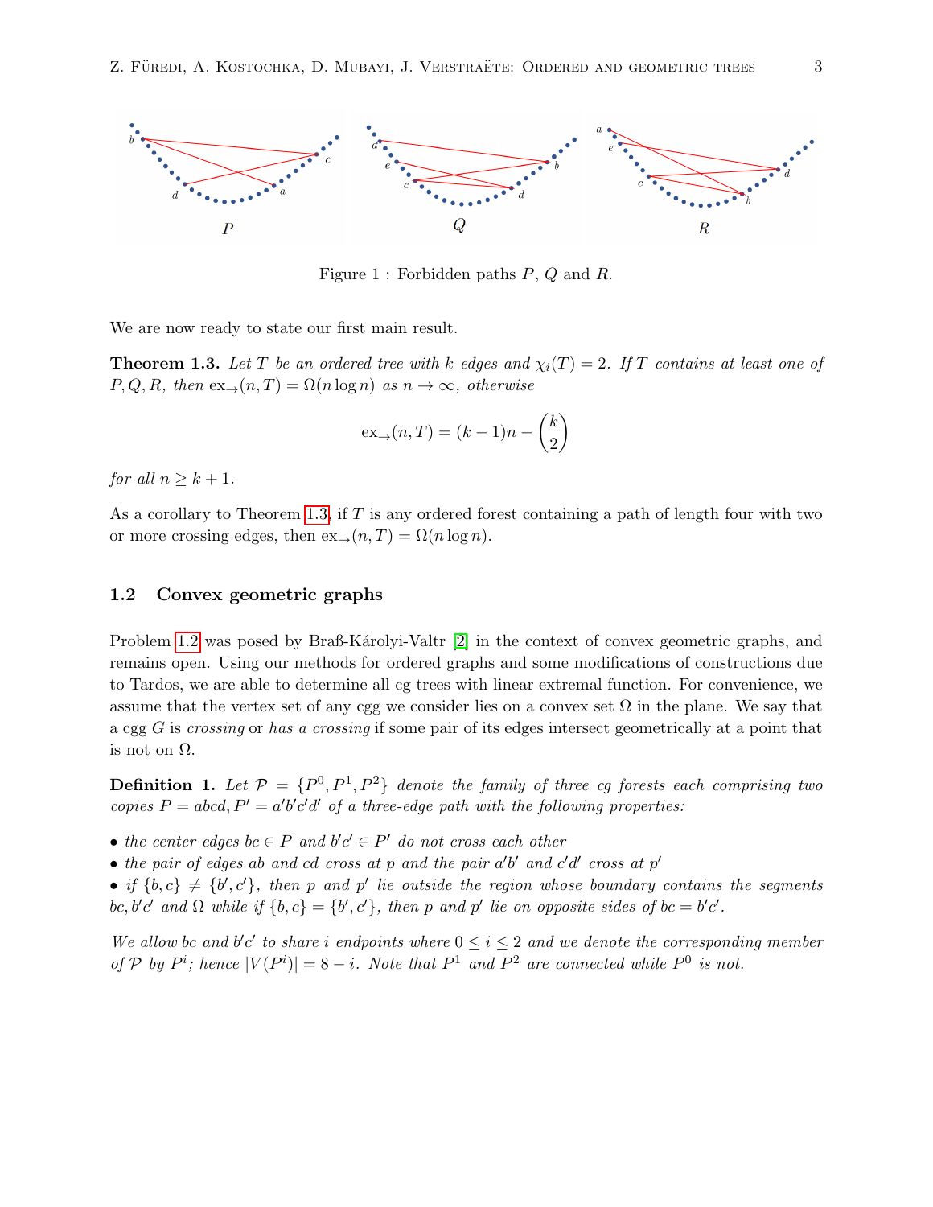Figure 1 : Forbidden paths $P$, $Q$ and $R$.

We are now ready to state our first main result.

**Theorem 1.3.** *Let $T$ be an ordered tree with $k$ edges and $\chi_i(T) = 2$. If $T$ contains at least one of $P, Q, R$, then $\mathrm{ex}_{\rightarrow}(n, T) = \Omega(n \log n)$ as $n \to \infty$, otherwise*

$$\mathrm{ex}_{\rightarrow}(n, T) = (k-1)n - \binom{k}{2}$$

*for all $n \geq k + 1$.*

As a corollary to Theorem 1.3, if $T$ is any ordered forest containing a path of length four with two or more crossing edges, then $\mathrm{ex}_{\rightarrow}(n, T) = \Omega(n \log n)$.

## 1.2 Convex geometric graphs

Problem 1.2 was posed by Braß-Károlyi-Valtr [2] in the context of convex geometric graphs, and remains open. Using our methods for ordered graphs and some modifications of constructions due to Tardos, we are able to determine all cg trees with linear extremal function. For convenience, we assume that the vertex set of any cgg we consider lies on a convex set $\Omega$ in the plane. We say that a cgg $G$ is *crossing* or *has a crossing* if some pair of its edges intersect geometrically at a point that is not on $\Omega$.

**Definition 1.** *Let $\mathcal{P} = \{P^0, P^1, P^2\}$ denote the family of three cg forests each comprising two copies $P = abcd, P' = a'b'c'd'$ of a three-edge path with the following properties:*

- *the center edges $bc \in P$ and $b'c' \in P'$ do not cross each other*
- *the pair of edges $ab$ and $cd$ cross at $p$ and the pair $a'b'$ and $c'd'$ cross at $p'$*
- *if $\{b, c\} \neq \{b', c'\}$, then $p$ and $p'$ lie outside the region whose boundary contains the segments $bc, b'c'$ and $\Omega$ while if $\{b, c\} = \{b', c'\}$, then $p$ and $p'$ lie on opposite sides of $bc = b'c'$.*

*We allow $bc$ and $b'c'$ to share $i$ endpoints where $0 \leq i \leq 2$ and we denote the corresponding member of $\mathcal{P}$ by $P^i$; hence $|V(P^i)| = 8 - i$. Note that $P^1$ and $P^2$ are connected while $P^0$ is not.*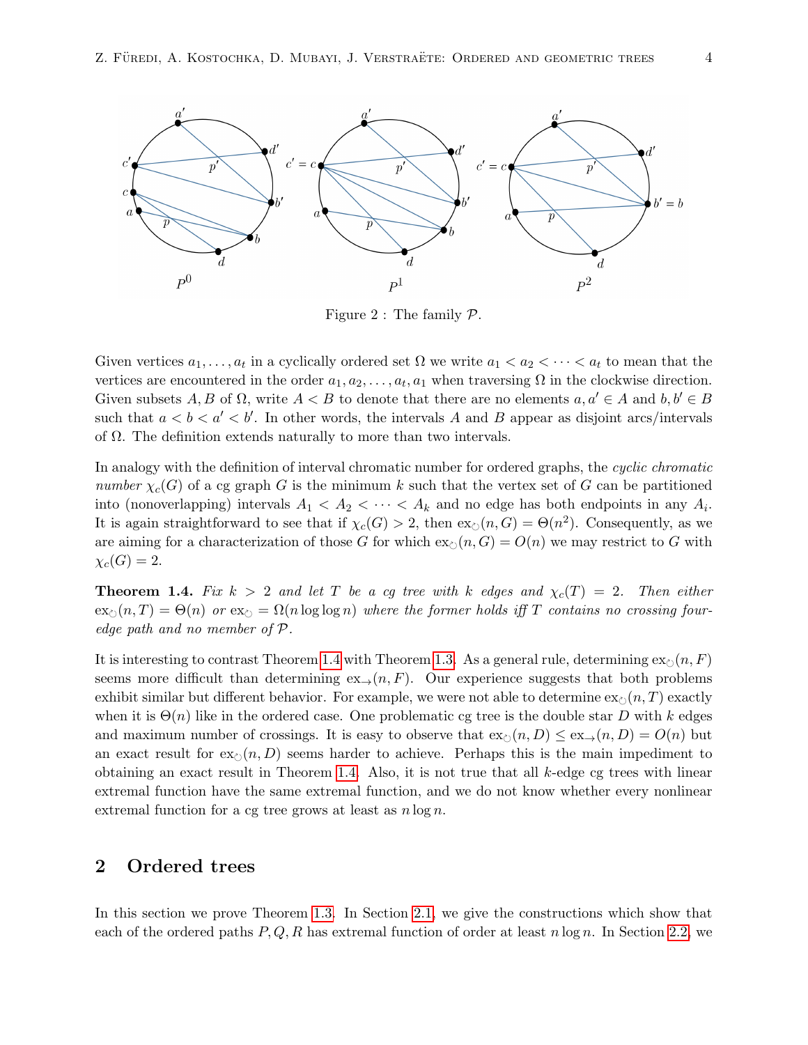Figure 2 : The family $\mathcal{P}$.

Given vertices $a_1, \ldots, a_t$ in a cyclically ordered set $\Omega$ we write $a_1 < a_2 < \cdots < a_t$ to mean that the vertices are encountered in the order $a_1, a_2, \ldots, a_t, a_1$ when traversing $\Omega$ in the clockwise direction. Given subsets $A, B$ of $\Omega$, write $A < B$ to denote that there are no elements $a, a' \in A$ and $b, b' \in B$ such that $a < b < a' < b'$. In other words, the intervals $A$ and $B$ appear as disjoint arcs/intervals of $\Omega$. The definition extends naturally to more than two intervals.

In analogy with the definition of interval chromatic number for ordered graphs, the *cyclic chromatic number* $\chi_c(G)$ of a cg graph $G$ is the minimum $k$ such that the vertex set of $G$ can be partitioned into (nonoverlapping) intervals $A_1 < A_2 < \cdots < A_k$ and no edge has both endpoints in any $A_i$. It is again straightforward to see that if $\chi_c(G) > 2$, then $\mathrm{ex}_{\circlearrowright}(n, G) = \Theta(n^2)$. Consequently, as we are aiming for a characterization of those $G$ for which $\mathrm{ex}_{\circlearrowright}(n, G) = O(n)$ we may restrict to $G$ with $\chi_c(G) = 2$.

**Theorem 1.4.** *Fix $k > 2$ and let $T$ be a cg tree with $k$ edges and $\chi_c(T) = 2$. Then either $\mathrm{ex}_{\circlearrowright}(n, T) = \Theta(n)$ or $\mathrm{ex}_{\circlearrowright} = \Omega(n \log\log n)$ where the former holds iff $T$ contains no crossing four-edge path and no member of $\mathcal{P}$.*

It is interesting to contrast Theorem 1.4 with Theorem 1.3. As a general rule, determining $\mathrm{ex}_{\circlearrowright}(n, F)$ seems more difficult than determining $\mathrm{ex}_{\rightarrow}(n, F)$. Our experience suggests that both problems exhibit similar but different behavior. For example, we were not able to determine $\mathrm{ex}_{\circlearrowright}(n, T)$ exactly when it is $\Theta(n)$ like in the ordered case. One problematic cg tree is the double star $D$ with $k$ edges and maximum number of crossings. It is easy to observe that $\mathrm{ex}_{\circlearrowright}(n, D) \le \mathrm{ex}_{\rightarrow}(n, D) = O(n)$ but an exact result for $\mathrm{ex}_{\circlearrowright}(n, D)$ seems harder to achieve. Perhaps this is the main impediment to obtaining an exact result in Theorem 1.4. Also, it is not true that all $k$-edge cg trees with linear extremal function have the same extremal function, and we do not know whether every nonlinear extremal function for a cg tree grows at least as $n \log n$.

## 2 Ordered trees

In this section we prove Theorem 1.3. In Section 2.1, we give the constructions which show that each of the ordered paths $P, Q, R$ has extremal function of order at least $n \log n$. In Section 2.2, we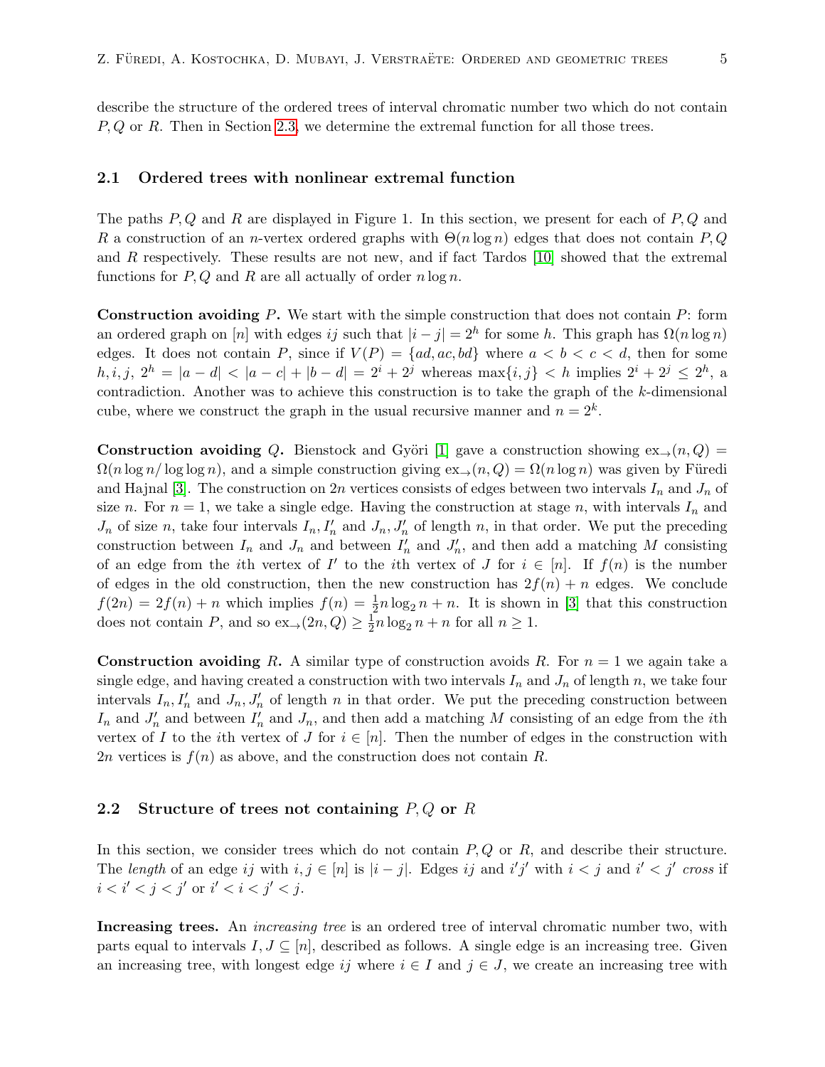describe the structure of the ordered trees of interval chromatic number two which do not contain $P, Q$ or $R$. Then in Section 2.3, we determine the extremal function for all those trees.

## 2.1 Ordered trees with nonlinear extremal function

The paths $P, Q$ and $R$ are displayed in Figure 1. In this section, we present for each of $P, Q$ and $R$ a construction of an $n$-vertex ordered graphs with $\Theta(n \log n)$ edges that does not contain $P, Q$ and $R$ respectively. These results are not new, and if fact Tardos [10] showed that the extremal functions for $P, Q$ and $R$ are all actually of order $n \log n$.

**Construction avoiding $P$.** We start with the simple construction that does not contain $P$: form an ordered graph on $[n]$ with edges $ij$ such that $|i - j| = 2^h$ for some $h$. This graph has $\Omega(n \log n)$ edges. It does not contain $P$, since if $V(P) = \{ad, ac, bd\}$ where $a < b < c < d$, then for some $h, i, j$, $2^h = |a - d| < |a - c| + |b - d| = 2^i + 2^j$ whereas $\max\{i, j\} < h$ implies $2^i + 2^j \le 2^h$, a contradiction. Another was to achieve this construction is to take the graph of the $k$-dimensional cube, where we construct the graph in the usual recursive manner and $n = 2^k$.

**Construction avoiding $Q$.** Bienstock and Györi [1] gave a construction showing $\mathrm{ex}_{\rightarrow}(n, Q) = \Omega(n \log n / \log \log n)$, and a simple construction giving $\mathrm{ex}_{\rightarrow}(n, Q) = \Omega(n \log n)$ was given by Füredi and Hajnal [3]. The construction on $2n$ vertices consists of edges between two intervals $I_n$ and $J_n$ of size $n$. For $n = 1$, we take a single edge. Having the construction at stage $n$, with intervals $I_n$ and $J_n$ of size $n$, take four intervals $I_n, I'_n$ and $J_n, J'_n$ of length $n$, in that order. We put the preceding construction between $I_n$ and $J_n$ and between $I'_n$ and $J'_n$, and then add a matching $M$ consisting of an edge from the $i$th vertex of $I'$ to the $i$th vertex of $J$ for $i \in [n]$. If $f(n)$ is the number of edges in the old construction, then the new construction has $2f(n) + n$ edges. We conclude $f(2n) = 2f(n) + n$ which implies $f(n) = \frac{1}{2} n \log_2 n + n$. It is shown in [3] that this construction does not contain $P$, and so $\mathrm{ex}_{\rightarrow}(2n, Q) \ge \frac{1}{2} n \log_2 n + n$ for all $n \ge 1$.

**Construction avoiding $R$.** A similar type of construction avoids $R$. For $n = 1$ we again take a single edge, and having created a construction with two intervals $I_n$ and $J_n$ of length $n$, we take four intervals $I_n, I'_n$ and $J_n, J'_n$ of length $n$ in that order. We put the preceding construction between $I_n$ and $J'_n$ and between $I'_n$ and $J_n$, and then add a matching $M$ consisting of an edge from the $i$th vertex of $I$ to the $i$th vertex of $J$ for $i \in [n]$. Then the number of edges in the construction with $2n$ vertices is $f(n)$ as above, and the construction does not contain $R$.

## 2.2 Structure of trees not containing $P, Q$ or $R$

In this section, we consider trees which do not contain $P, Q$ or $R$, and describe their structure. The *length* of an edge $ij$ with $i, j \in [n]$ is $|i - j|$. Edges $ij$ and $i'j'$ with $i < j$ and $i' < j'$ *cross* if $i < i' < j < j'$ or $i' < i < j' < j$.

**Increasing trees.** An *increasing tree* is an ordered tree of interval chromatic number two, with parts equal to intervals $I, J \subseteq [n]$, described as follows. A single edge is an increasing tree. Given an increasing tree, with longest edge $ij$ where $i \in I$ and $j \in J$, we create an increasing tree with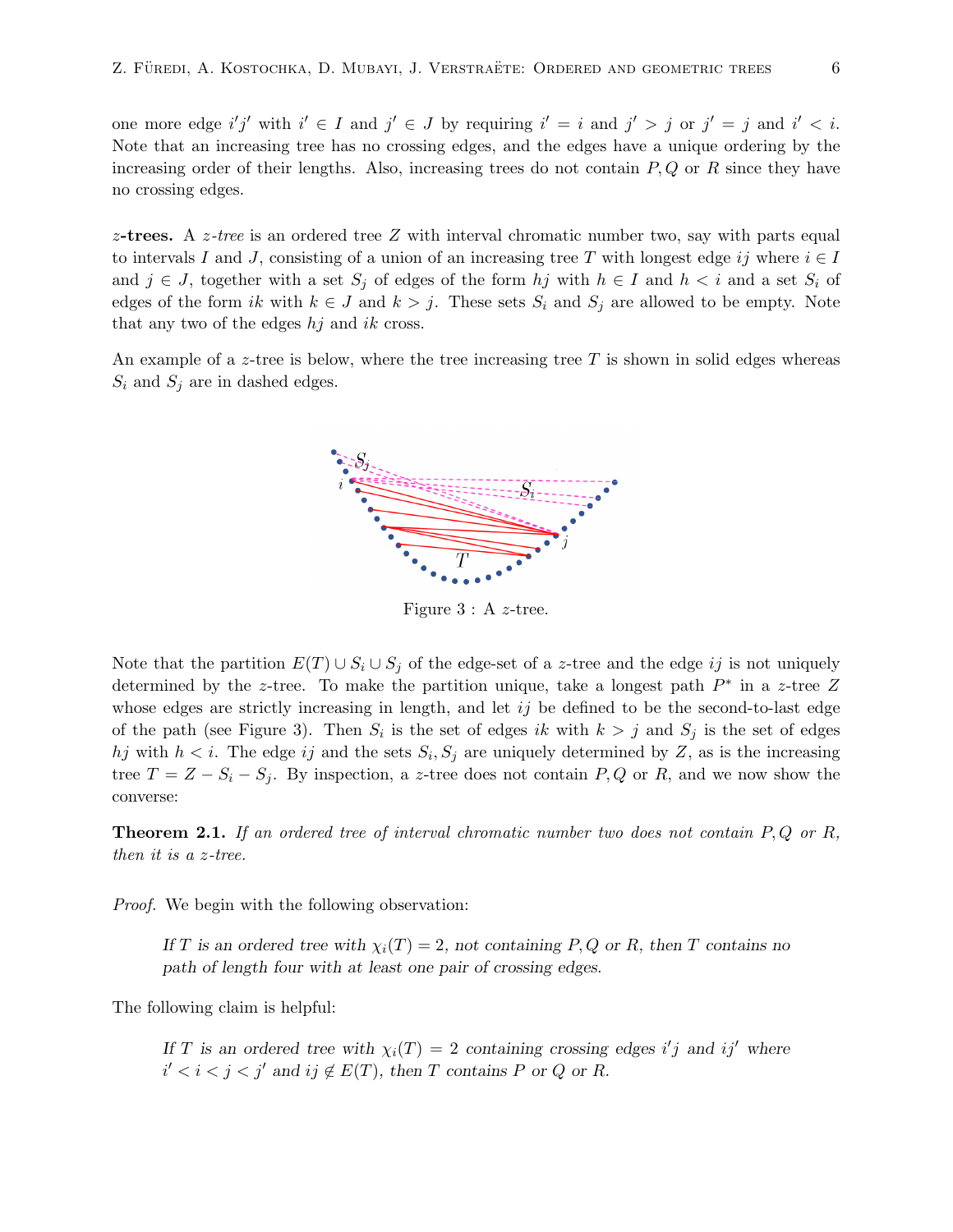one more edge $i'j'$ with $i' \in I$ and $j' \in J$ by requiring $i' = i$ and $j' > j$ or $j' = j$ and $i' < i$. Note that an increasing tree has no crossing edges, and the edges have a unique ordering by the increasing order of their lengths. Also, increasing trees do not contain $P, Q$ or $R$ since they have no crossing edges.

**$z$-trees.** A *$z$-tree* is an ordered tree $Z$ with interval chromatic number two, say with parts equal to intervals $I$ and $J$, consisting of a union of an increasing tree $T$ with longest edge $ij$ where $i \in I$ and $j \in J$, together with a set $S_j$ of edges of the form $hj$ with $h \in I$ and $h < i$ and a set $S_i$ of edges of the form $ik$ with $k \in J$ and $k > j$. These sets $S_i$ and $S_j$ are allowed to be empty. Note that any two of the edges $hj$ and $ik$ cross.

An example of a $z$-tree is below, where the tree increasing tree $T$ is shown in solid edges whereas $S_i$ and $S_j$ are in dashed edges.

Figure 3 : A $z$-tree.

Note that the partition $E(T) \cup S_i \cup S_j$ of the edge-set of a $z$-tree and the edge $ij$ is not uniquely determined by the $z$-tree. To make the partition unique, take a longest path $P^*$ in a $z$-tree $Z$ whose edges are strictly increasing in length, and let $ij$ be defined to be the second-to-last edge of the path (see Figure 3). Then $S_i$ is the set of edges $ik$ with $k > j$ and $S_j$ is the set of edges $hj$ with $h < i$. The edge $ij$ and the sets $S_i, S_j$ are uniquely determined by $Z$, as is the increasing tree $T = Z - S_i - S_j$. By inspection, a $z$-tree does not contain $P, Q$ or $R$, and we now show the converse:

**Theorem 2.1.** *If an ordered tree of interval chromatic number two does not contain $P, Q$ or $R$, then it is a $z$-tree.*

*Proof.* We begin with the following observation:

> *If $T$ is an ordered tree with $\chi_i(T) = 2$, not containing $P, Q$ or $R$, then $T$ contains no path of length four with at least one pair of crossing edges.*

The following claim is helpful:

> *If $T$ is an ordered tree with $\chi_i(T) = 2$ containing crossing edges $i'j$ and $ij'$ where $i' < i < j < j'$ and $ij \notin E(T)$, then $T$ contains $P$ or $Q$ or $R$.*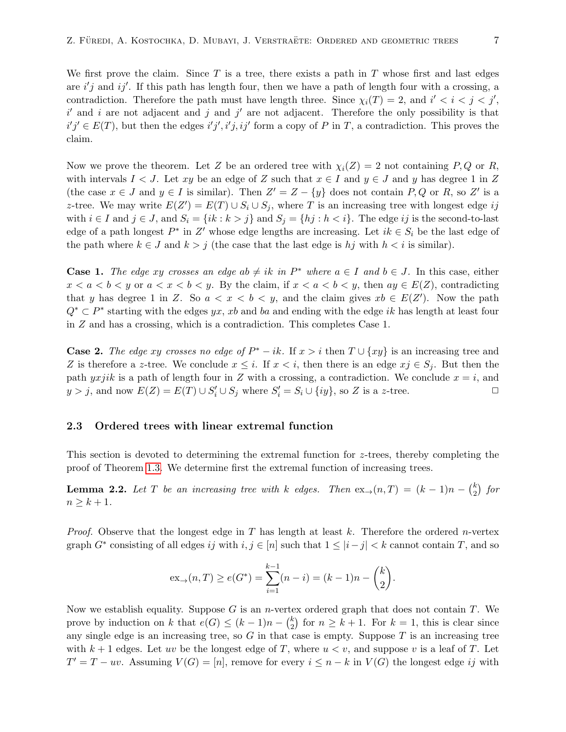We first prove the claim. Since $T$ is a tree, there exists a path in $T$ whose first and last edges are $i'j$ and $ij'$. If this path has length four, then we have a path of length four with a crossing, a contradiction. Therefore the path must have length three. Since $\chi_i(T) = 2$, and $i' < i < j < j'$, $i'$ and $i$ are not adjacent and $j$ and $j'$ are not adjacent. Therefore the only possibility is that $i'j' \in E(T)$, but then the edges $i'j', i'j, ij'$ form a copy of $P$ in $T$, a contradiction. This proves the claim.

Now we prove the theorem. Let $Z$ be an ordered tree with $\chi_i(Z) = 2$ not containing $P, Q$ or $R$, with intervals $I < J$. Let $xy$ be an edge of $Z$ such that $x \in I$ and $y \in J$ and $y$ has degree 1 in $Z$ (the case $x \in J$ and $y \in I$ is similar). Then $Z' = Z - \{y\}$ does not contain $P, Q$ or $R$, so $Z'$ is a $z$-tree. We may write $E(Z') = E(T) \cup S_i \cup S_j$, where $T$ is an increasing tree with longest edge $ij$ with $i \in I$ and $j \in J$, and $S_i = \{ik : k > j\}$ and $S_j = \{hj : h < i\}$. The edge $ij$ is the second-to-last edge of a path longest $P^*$ in $Z'$ whose edge lengths are increasing. Let $ik \in S_i$ be the last edge of the path where $k \in J$ and $k > j$ (the case that the last edge is $hj$ with $h < i$ is similar).

**Case 1.** *The edge $xy$ crosses an edge $ab \neq ik$ in $P^*$ where $a \in I$ and $b \in J$.* In this case, either $x < a < b < y$ or $a < x < b < y$. By the claim, if $x < a < b < y$, then $ay \in E(Z)$, contradicting that $y$ has degree 1 in $Z$. So $a < x < b < y$, and the claim gives $xb \in E(Z')$. Now the path $Q^* \subset P^*$ starting with the edges $yx$, $xb$ and $ba$ and ending with the edge $ik$ has length at least four in $Z$ and has a crossing, which is a contradiction. This completes Case 1.

**Case 2.** *The edge $xy$ crosses no edge of $P^* - ik$.* If $x > i$ then $T \cup \{xy\}$ is an increasing tree and $Z$ is therefore a $z$-tree. We conclude $x \leq i$. If $x < i$, then there is an edge $xj \in S_j$. But then the path $yxjik$ is a path of length four in $Z$ with a crossing, a contradiction. We conclude $x = i$, and $y > j$, and now $E(Z) = E(T) \cup S_i' \cup S_j$ where $S_i' = S_i \cup \{iy\}$, so $Z$ is a $z$-tree. $\square$

## 2.3 Ordered trees with linear extremal function

This section is devoted to determining the extremal function for $z$-trees, thereby completing the proof of Theorem 1.3. We determine first the extremal function of increasing trees.

**Lemma 2.2.** *Let $T$ be an increasing tree with $k$ edges. Then $\mathrm{ex}_{\to}(n, T) = (k-1)n - \binom{k}{2}$ for $n \geq k+1$.*

*Proof.* Observe that the longest edge in $T$ has length at least $k$. Therefore the ordered $n$-vertex graph $G^*$ consisting of all edges $ij$ with $i, j \in [n]$ such that $1 \leq |i - j| < k$ cannot contain $T$, and so

$$\mathrm{ex}_{\to}(n, T) \geq e(G^*) = \sum_{i=1}^{k-1} (n - i) = (k-1)n - \binom{k}{2}.$$

Now we establish equality. Suppose $G$ is an $n$-vertex ordered graph that does not contain $T$. We prove by induction on $k$ that $e(G) \leq (k-1)n - \binom{k}{2}$ for $n \geq k+1$. For $k = 1$, this is clear since any single edge is an increasing tree, so $G$ in that case is empty. Suppose $T$ is an increasing tree with $k+1$ edges. Let $uv$ be the longest edge of $T$, where $u < v$, and suppose $v$ is a leaf of $T$. Let $T' = T - uv$. Assuming $V(G) = [n]$, remove for every $i \leq n - k$ in $V(G)$ the longest edge $ij$ with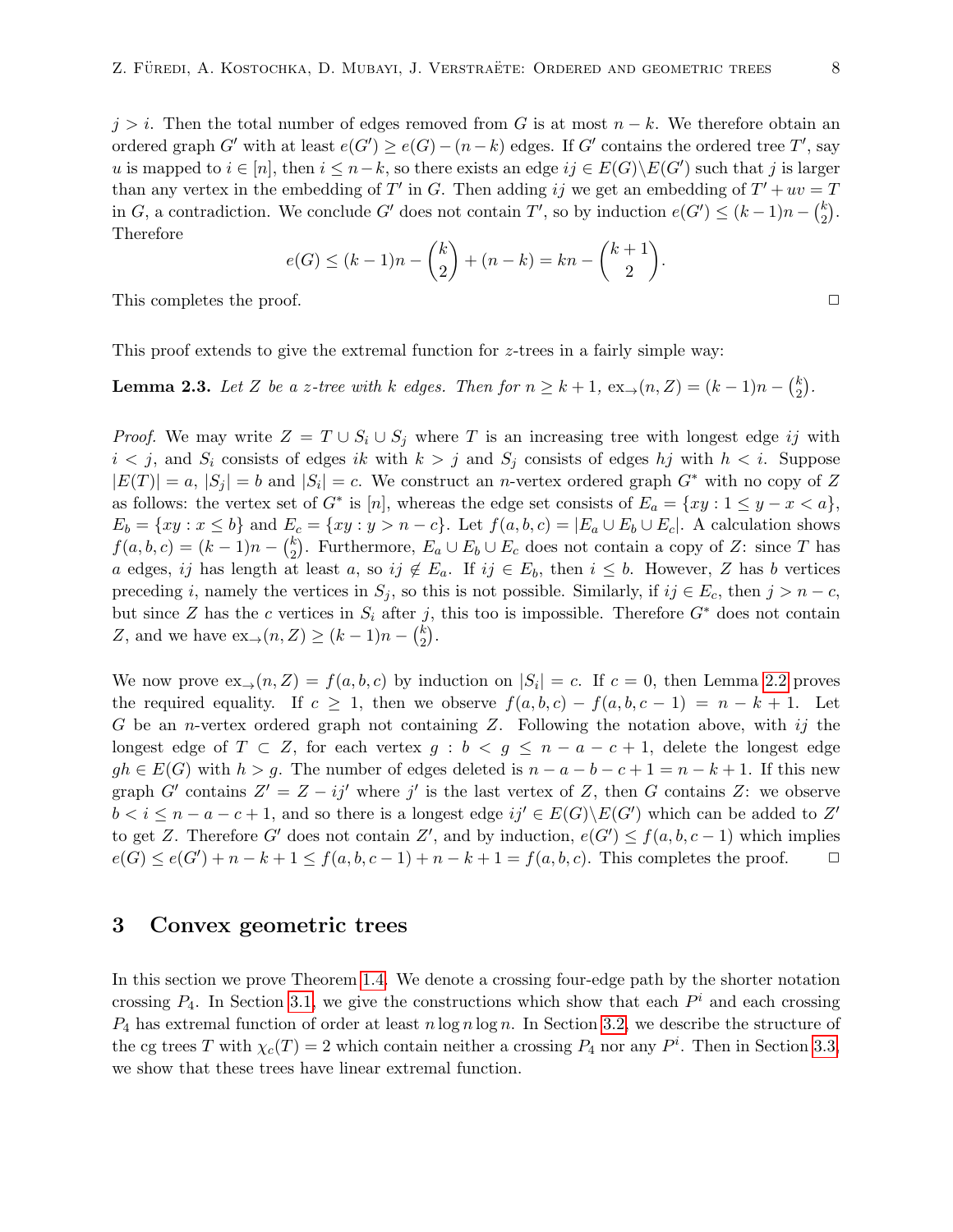$j > i$. Then the total number of edges removed from $G$ is at most $n-k$. We therefore obtain an ordered graph $G'$ with at least $e(G') \geq e(G) - (n-k)$ edges. If $G'$ contains the ordered tree $T'$, say $u$ is mapped to $i \in [n]$, then $i \leq n-k$, so there exists an edge $ij \in E(G)\backslash E(G')$ such that $j$ is larger than any vertex in the embedding of $T'$ in $G$. Then adding $ij$ we get an embedding of $T' + uv = T$ in $G$, a contradiction. We conclude $G'$ does not contain $T'$, so by induction $e(G') \leq (k-1)n - \binom{k}{2}$. Therefore

$$e(G) \leq (k-1)n - \binom{k}{2} + (n-k) = kn - \binom{k+1}{2}.$$

This completes the proof. □

This proof extends to give the extremal function for $z$-trees in a fairly simple way:

**Lemma 2.3.** *Let $Z$ be a $z$-tree with $k$ edges. Then for $n \geq k+1$, $\mathrm{ex}_{\to}(n, Z) = (k-1)n - \binom{k}{2}$.*

*Proof.* We may write $Z = T \cup S_i \cup S_j$ where $T$ is an increasing tree with longest edge $ij$ with $i < j$, and $S_i$ consists of edges $ik$ with $k > j$ and $S_j$ consists of edges $hj$ with $h < i$. Suppose $|E(T)| = a$, $|S_j| = b$ and $|S_i| = c$. We construct an $n$-vertex ordered graph $G^*$ with no copy of $Z$ as follows: the vertex set of $G^*$ is $[n]$, whereas the edge set consists of $E_a = \{xy : 1 \leq y - x < a\}$, $E_b = \{xy : x \leq b\}$ and $E_c = \{xy : y > n - c\}$. Let $f(a,b,c) = |E_a \cup E_b \cup E_c|$. A calculation shows $f(a,b,c) = (k-1)n - \binom{k}{2}$. Furthermore, $E_a \cup E_b \cup E_c$ does not contain a copy of $Z$: since $T$ has $a$ edges, $ij$ has length at least $a$, so $ij \notin E_a$. If $ij \in E_b$, then $i \leq b$. However, $Z$ has $b$ vertices preceding $i$, namely the vertices in $S_j$, so this is not possible. Similarly, if $ij \in E_c$, then $j > n - c$, but since $Z$ has the $c$ vertices in $S_i$ after $j$, this too is impossible. Therefore $G^*$ does not contain $Z$, and we have $\mathrm{ex}_{\to}(n, Z) \geq (k-1)n - \binom{k}{2}$.

We now prove $\mathrm{ex}_{\to}(n, Z) = f(a,b,c)$ by induction on $|S_i| = c$. If $c = 0$, then Lemma 2.2 proves the required equality. If $c \geq 1$, then we observe $f(a,b,c) - f(a,b,c-1) = n - k + 1$. Let $G$ be an $n$-vertex ordered graph not containing $Z$. Following the notation above, with $ij$ the longest edge of $T \subset Z$, for each vertex $g : b < g \leq n - a - c + 1$, delete the longest edge $gh \in E(G)$ with $h > g$. The number of edges deleted is $n - a - b - c + 1 = n - k + 1$. If this new graph $G'$ contains $Z' = Z - ij'$ where $j'$ is the last vertex of $Z$, then $G$ contains $Z$: we observe $b < i \leq n - a - c + 1$, and so there is a longest edge $ij' \in E(G)\backslash E(G')$ which can be added to $Z'$ to get $Z$. Therefore $G'$ does not contain $Z'$, and by induction, $e(G') \leq f(a,b,c-1)$ which implies $e(G) \leq e(G') + n - k + 1 \leq f(a,b,c-1) + n - k + 1 = f(a,b,c)$. This completes the proof. □

## 3 Convex geometric trees

In this section we prove Theorem 1.4. We denote a crossing four-edge path by the shorter notation crossing $P_4$. In Section 3.1, we give the constructions which show that each $P^i$ and each crossing $P_4$ has extremal function of order at least $n \log n \log n$. In Section 3.2, we describe the structure of the cg trees $T$ with $\chi_c(T) = 2$ which contain neither a crossing $P_4$ nor any $P^i$. Then in Section 3.3, we show that these trees have linear extremal function.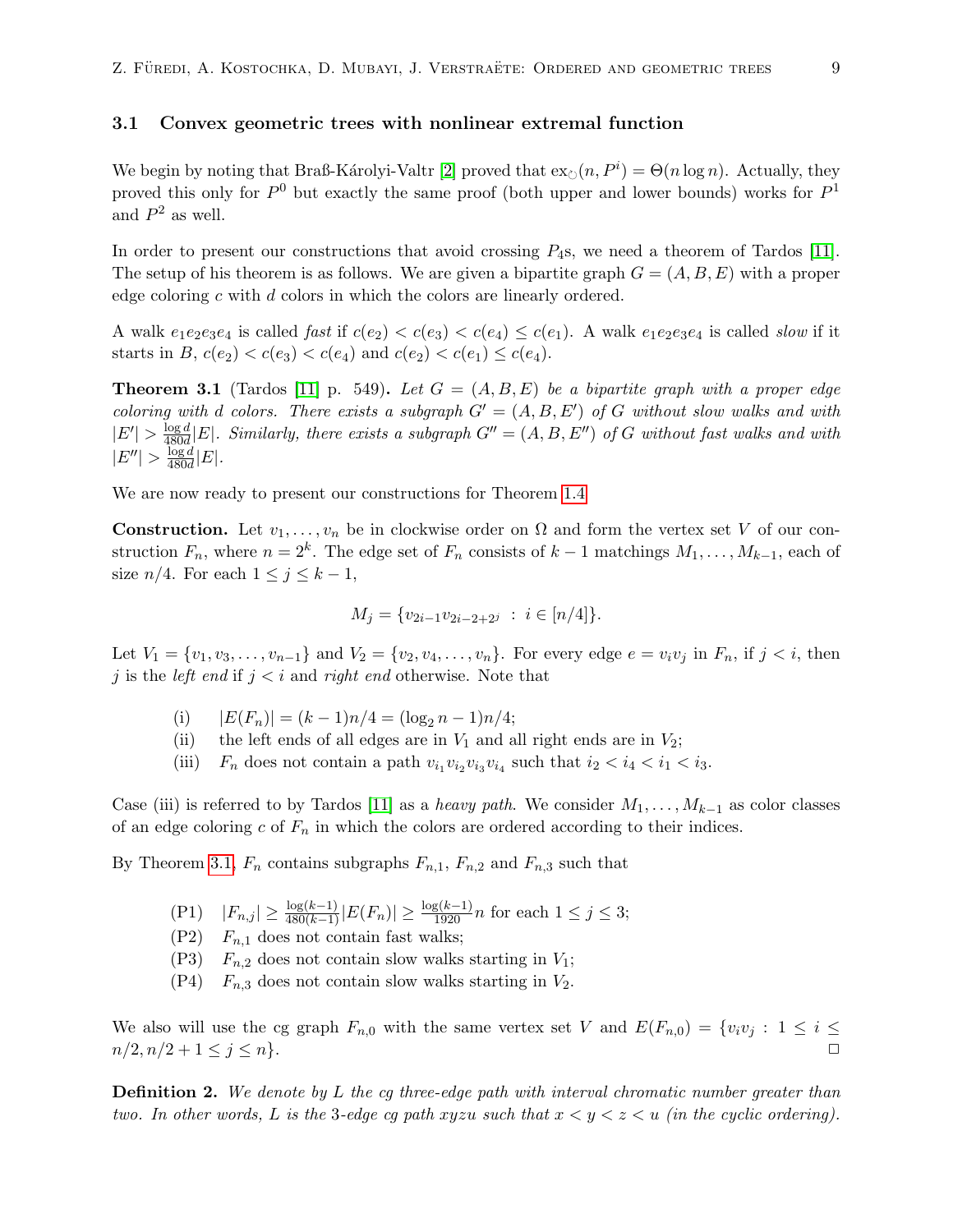### 3.1 Convex geometric trees with nonlinear extremal function

We begin by noting that Braß-Károlyi-Valtr [2] proved that $\mathrm{ex}_{\circlearrowright}(n, P^i) = \Theta(n \log n)$. Actually, they proved this only for $P^0$ but exactly the same proof (both upper and lower bounds) works for $P^1$ and $P^2$ as well.

In order to present our constructions that avoid crossing $P_4$s, we need a theorem of Tardos [11]. The setup of his theorem is as follows. We are given a bipartite graph $G = (A, B, E)$ with a proper edge coloring $c$ with $d$ colors in which the colors are linearly ordered.

A walk $e_1e_2e_3e_4$ is called *fast* if $c(e_2) < c(e_3) < c(e_4) \leq c(e_1)$. A walk $e_1e_2e_3e_4$ is called *slow* if it starts in $B$, $c(e_2) < c(e_3) < c(e_4)$ and $c(e_2) < c(e_1) \leq c(e_4)$.

**Theorem 3.1** (Tardos [11] p. 549)**.** *Let $G = (A, B, E)$ be a bipartite graph with a proper edge coloring with $d$ colors. There exists a subgraph $G' = (A, B, E')$ of $G$ without slow walks and with $|E'| > \frac{\log d}{480d}|E|$. Similarly, there exists a subgraph $G'' = (A, B, E'')$ of $G$ without fast walks and with $|E''| > \frac{\log d}{480d}|E|$.*

We are now ready to present our constructions for Theorem 1.4.

**Construction.** Let $v_1, \dots, v_n$ be in clockwise order on $\Omega$ and form the vertex set $V$ of our construction $F_n$, where $n = 2^k$. The edge set of $F_n$ consists of $k-1$ matchings $M_1, \dots, M_{k-1}$, each of size $n/4$. For each $1 \leq j \leq k-1$,

$$M_j = \{v_{2i-1}v_{2i-2+2^j} \;:\; i \in [n/4]\}.$$

Let $V_1 = \{v_1, v_3, \dots, v_{n-1}\}$ and $V_2 = \{v_2, v_4, \dots, v_n\}$. For every edge $e = v_iv_j$ in $F_n$, if $j < i$, then $j$ is the *left end* if $j < i$ and *right end* otherwise. Note that

- (i) $|E(F_n)| = (k-1)n/4 = (\log_2 n - 1)n/4$;
- (ii) the left ends of all edges are in $V_1$ and all right ends are in $V_2$;
- (iii) $F_n$ does not contain a path $v_{i_1}v_{i_2}v_{i_3}v_{i_4}$ such that $i_2 < i_4 < i_1 < i_3$.

Case (iii) is referred to by Tardos [11] as a *heavy path*. We consider $M_1, \dots, M_{k-1}$ as color classes of an edge coloring $c$ of $F_n$ in which the colors are ordered according to their indices.

By Theorem 3.1, $F_n$ contains subgraphs $F_{n,1}$, $F_{n,2}$ and $F_{n,3}$ such that

- (P1) $|F_{n,j}| \geq \frac{\log(k-1)}{480(k-1)}|E(F_n)| \geq \frac{\log(k-1)}{1920}n$ for each $1 \leq j \leq 3$;
- (P2) $F_{n,1}$ does not contain fast walks;
- (P3) $F_{n,2}$ does not contain slow walks starting in $V_1$;
- (P4) $F_{n,3}$ does not contain slow walks starting in $V_2$.

We also will use the cg graph $F_{n,0}$ with the same vertex set $V$ and $E(F_{n,0}) = \{v_iv_j : 1 \leq i \leq n/2, n/2+1 \leq j \leq n\}$. $\square$

**Definition 2.** *We denote by $L$ the cg three-edge path with interval chromatic number greater than two. In other words, $L$ is the 3-edge cg path $xyzu$ such that $x < y < z < u$ (in the cyclic ordering).*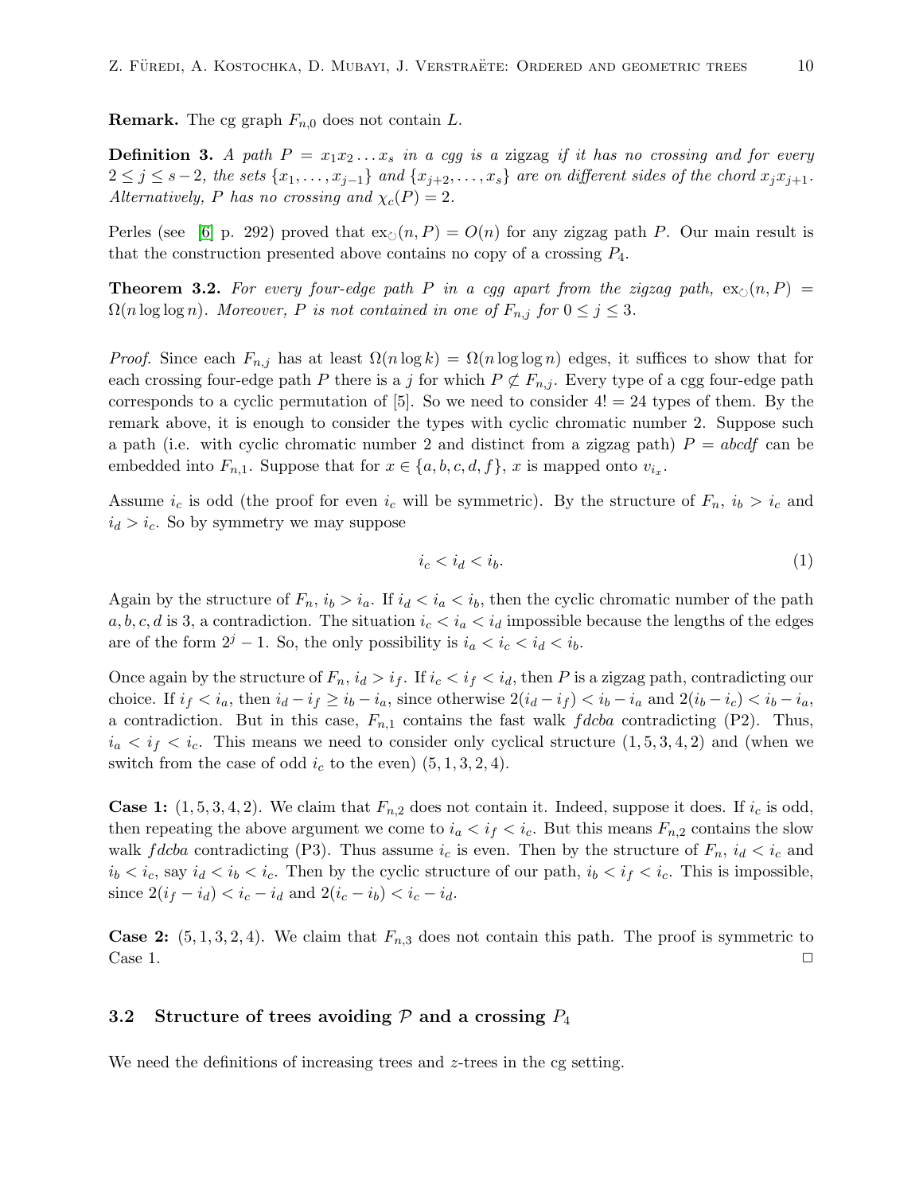**Remark.** The cg graph $F_{n,0}$ does not contain $L$.

**Definition 3.** *A path $P = x_1x_2\ldots x_s$ in a cgg is a* zigzag *if it has no crossing and for every $2 \le j \le s-2$, the sets $\{x_1, \ldots, x_{j-1}\}$ and $\{x_{j+2}, \ldots, x_s\}$ are on different sides of the chord $x_jx_{j+1}$. Alternatively, $P$ has no crossing and $\chi_c(P) = 2$.*

Perles (see [6] p. 292) proved that $\mathrm{ex}_{\circlearrowright}(n, P) = O(n)$ for any zigzag path $P$. Our main result is that the construction presented above contains no copy of a crossing $P_4$.

**Theorem 3.2.** *For every four-edge path $P$ in a cgg apart from the zigzag path, $\mathrm{ex}_{\circlearrowright}(n, P) = \Omega(n \log \log n)$. Moreover, $P$ is not contained in one of $F_{n,j}$ for $0 \le j \le 3$.*

*Proof.* Since each $F_{n,j}$ has at least $\Omega(n \log k) = \Omega(n \log \log n)$ edges, it suffices to show that for each crossing four-edge path $P$ there is a $j$ for which $P \not\subset F_{n,j}$. Every type of a cgg four-edge path corresponds to a cyclic permutation of $[5]$. So we need to consider $4! = 24$ types of them. By the remark above, it is enough to consider the types with cyclic chromatic number 2. Suppose such a path (i.e. with cyclic chromatic number 2 and distinct from a zigzag path) $P = abcdf$ can be embedded into $F_{n,1}$. Suppose that for $x \in \{a, b, c, d, f\}$, $x$ is mapped onto $v_{i_x}$.

Assume $i_c$ is odd (the proof for even $i_c$ will be symmetric). By the structure of $F_n$, $i_b > i_c$ and $i_d > i_c$. So by symmetry we may suppose

$$i_c < i_d < i_b. \tag{1}$$

Again by the structure of $F_n$, $i_b > i_a$. If $i_d < i_a < i_b$, then the cyclic chromatic number of the path $a, b, c, d$ is 3, a contradiction. The situation $i_c < i_a < i_d$ impossible because the lengths of the edges are of the form $2^j - 1$. So, the only possibility is $i_a < i_c < i_d < i_b$.

Once again by the structure of $F_n$, $i_d > i_f$. If $i_c < i_f < i_d$, then $P$ is a zigzag path, contradicting our choice. If $i_f < i_a$, then $i_d - i_f \ge i_b - i_a$, since otherwise $2(i_d - i_f) < i_b - i_a$ and $2(i_b - i_c) < i_b - i_a$, a contradiction. But in this case, $F_{n,1}$ contains the fast walk $fdcba$ contradicting (P2). Thus, $i_a < i_f < i_c$. This means we need to consider only cyclical structure $(1, 5, 3, 4, 2)$ and (when we switch from the case of odd $i_c$ to the even) $(5, 1, 3, 2, 4)$.

**Case 1:** $(1, 5, 3, 4, 2)$. We claim that $F_{n,2}$ does not contain it. Indeed, suppose it does. If $i_c$ is odd, then repeating the above argument we come to $i_a < i_f < i_c$. But this means $F_{n,2}$ contains the slow walk $fdcba$ contradicting (P3). Thus assume $i_c$ is even. Then by the structure of $F_n$, $i_d < i_c$ and $i_b < i_c$, say $i_d < i_b < i_c$. Then by the cyclic structure of our path, $i_b < i_f < i_c$. This is impossible, since $2(i_f - i_d) < i_c - i_d$ and $2(i_c - i_b) < i_c - i_d$.

**Case 2:** $(5, 1, 3, 2, 4)$. We claim that $F_{n,3}$ does not contain this path. The proof is symmetric to Case 1. $\square$

### 3.2 Structure of trees avoiding $\mathcal{P}$ and a crossing $P_4$

We need the definitions of increasing trees and $z$-trees in the cg setting.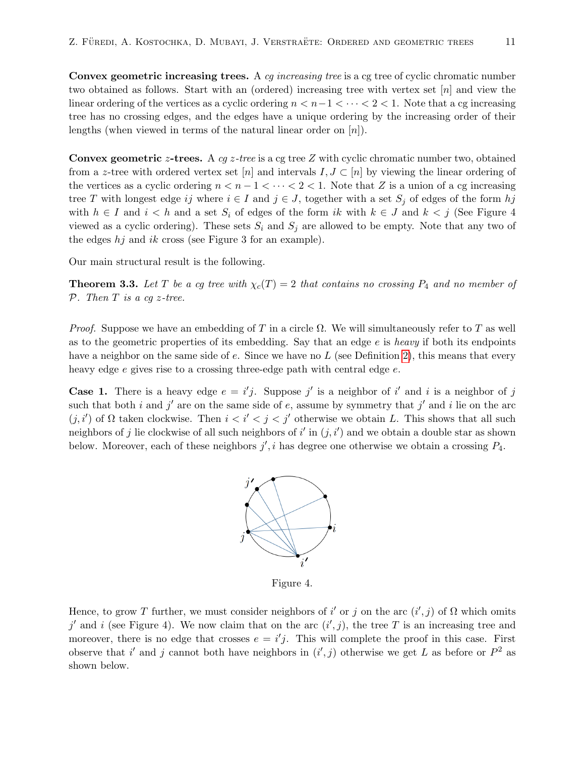**Convex geometric increasing trees.** A *cg increasing tree* is a cg tree of cyclic chromatic number two obtained as follows. Start with an (ordered) increasing tree with vertex set $[n]$ and view the linear ordering of the vertices as a cyclic ordering $n < n-1 < \cdots < 2 < 1$. Note that a cg increasing tree has no crossing edges, and the edges have a unique ordering by the increasing order of their lengths (when viewed in terms of the natural linear order on $[n]$).

**Convex geometric $z$-trees.** A *cg $z$-tree* is a cg tree $Z$ with cyclic chromatic number two, obtained from a $z$-tree with ordered vertex set $[n]$ and intervals $I, J \subset [n]$ by viewing the linear ordering of the vertices as a cyclic ordering $n < n-1 < \cdots < 2 < 1$. Note that $Z$ is a union of a cg increasing tree $T$ with longest edge $ij$ where $i \in I$ and $j \in J$, together with a set $S_j$ of edges of the form $hj$ with $h \in I$ and $i < h$ and a set $S_i$ of edges of the form $ik$ with $k \in J$ and $k < j$ (See Figure 4 viewed as a cyclic ordering). These sets $S_i$ and $S_j$ are allowed to be empty. Note that any two of the edges $hj$ and $ik$ cross (see Figure 3 for an example).

Our main structural result is the following.

**Theorem 3.3.** *Let $T$ be a cg tree with $\chi_c(T) = 2$ that contains no crossing $P_4$ and no member of $\mathcal{P}$. Then $T$ is a cg $z$-tree.*

*Proof.* Suppose we have an embedding of $T$ in a circle $\Omega$. We will simultaneously refer to $T$ as well as to the geometric properties of its embedding. Say that an edge $e$ is *heavy* if both its endpoints have a neighbor on the same side of $e$. Since we have no $L$ (see Definition 2), this means that every heavy edge $e$ gives rise to a crossing three-edge path with central edge $e$.

**Case 1.** There is a heavy edge $e = i'j$. Suppose $j'$ is a neighbor of $i'$ and $i$ is a neighbor of $j$ such that both $i$ and $j'$ are on the same side of $e$, assume by symmetry that $j'$ and $i$ lie on the arc $(j, i')$ of $\Omega$ taken clockwise. Then $i < i' < j < j'$ otherwise we obtain $L$. This shows that all such neighbors of $j$ lie clockwise of all such neighbors of $i'$ in $(j, i')$ and we obtain a double star as shown below. Moreover, each of these neighbors $j', i$ has degree one otherwise we obtain a crossing $P_4$.

Figure 4.

Hence, to grow $T$ further, we must consider neighbors of $i'$ or $j$ on the arc $(i', j)$ of $\Omega$ which omits $j'$ and $i$ (see Figure 4). We now claim that on the arc $(i', j)$, the tree $T$ is an increasing tree and moreover, there is no edge that crosses $e = i'j$. This will complete the proof in this case. First observe that $i'$ and $j$ cannot both have neighbors in $(i', j)$ otherwise we get $L$ as before or $P^2$ as shown below.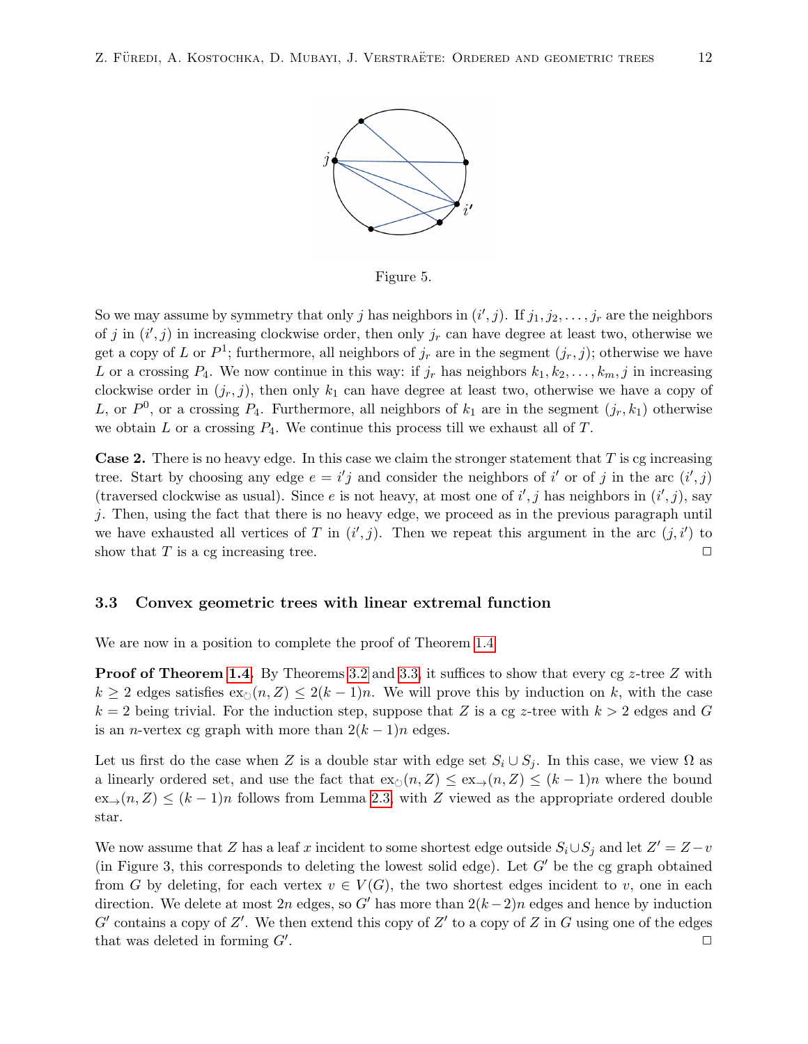Figure 5.

So we may assume by symmetry that only $j$ has neighbors in $(i', j)$. If $j_1, j_2, \ldots, j_r$ are the neighbors of $j$ in $(i', j)$ in increasing clockwise order, then only $j_r$ can have degree at least two, otherwise we get a copy of $L$ or $P^1$; furthermore, all neighbors of $j_r$ are in the segment $(j_r, j)$; otherwise we have $L$ or a crossing $P_4$. We now continue in this way: if $j_r$ has neighbors $k_1, k_2, \ldots, k_m, j$ in increasing clockwise order in $(j_r, j)$, then only $k_1$ can have degree at least two, otherwise we have a copy of $L$, or $P^0$, or a crossing $P_4$. Furthermore, all neighbors of $k_1$ are in the segment $(j_r, k_1)$ otherwise we obtain $L$ or a crossing $P_4$. We continue this process till we exhaust all of $T$.

**Case 2.** There is no heavy edge. In this case we claim the stronger statement that $T$ is cg increasing tree. Start by choosing any edge $e = i'j$ and consider the neighbors of $i'$ or of $j$ in the arc $(i', j)$ (traversed clockwise as usual). Since $e$ is not heavy, at most one of $i', j$ has neighbors in $(i', j)$, say $j$. Then, using the fact that there is no heavy edge, we proceed as in the previous paragraph until we have exhausted all vertices of $T$ in $(i', j)$. Then we repeat this argument in the arc $(j, i')$ to show that $T$ is a cg increasing tree. $\square$

### 3.3 Convex geometric trees with linear extremal function

We are now in a position to complete the proof of Theorem 1.4.

**Proof of Theorem 1.4.** By Theorems 3.2 and 3.3, it suffices to show that every cg $z$-tree $Z$ with $k \geq 2$ edges satisfies $\mathrm{ex}_{\circlearrowright}(n, Z) \leq 2(k-1)n$. We will prove this by induction on $k$, with the case $k = 2$ being trivial. For the induction step, suppose that $Z$ is a cg $z$-tree with $k > 2$ edges and $G$ is an $n$-vertex cg graph with more than $2(k-1)n$ edges.

Let us first do the case when $Z$ is a double star with edge set $S_i \cup S_j$. In this case, we view $\Omega$ as a linearly ordered set, and use the fact that $\mathrm{ex}_{\circlearrowright}(n, Z) \leq \mathrm{ex}_{\rightarrow}(n, Z) \leq (k-1)n$ where the bound $\mathrm{ex}_{\rightarrow}(n, Z) \leq (k-1)n$ follows from Lemma 2.3, with $Z$ viewed as the appropriate ordered double star.

We now assume that $Z$ has a leaf $x$ incident to some shortest edge outside $S_i \cup S_j$ and let $Z' = Z - v$ (in Figure 3, this corresponds to deleting the lowest solid edge). Let $G'$ be the cg graph obtained from $G$ by deleting, for each vertex $v \in V(G)$, the two shortest edges incident to $v$, one in each direction. We delete at most $2n$ edges, so $G'$ has more than $2(k-2)n$ edges and hence by induction $G'$ contains a copy of $Z'$. We then extend this copy of $Z'$ to a copy of $Z$ in $G$ using one of the edges that was deleted in forming $G'$. $\square$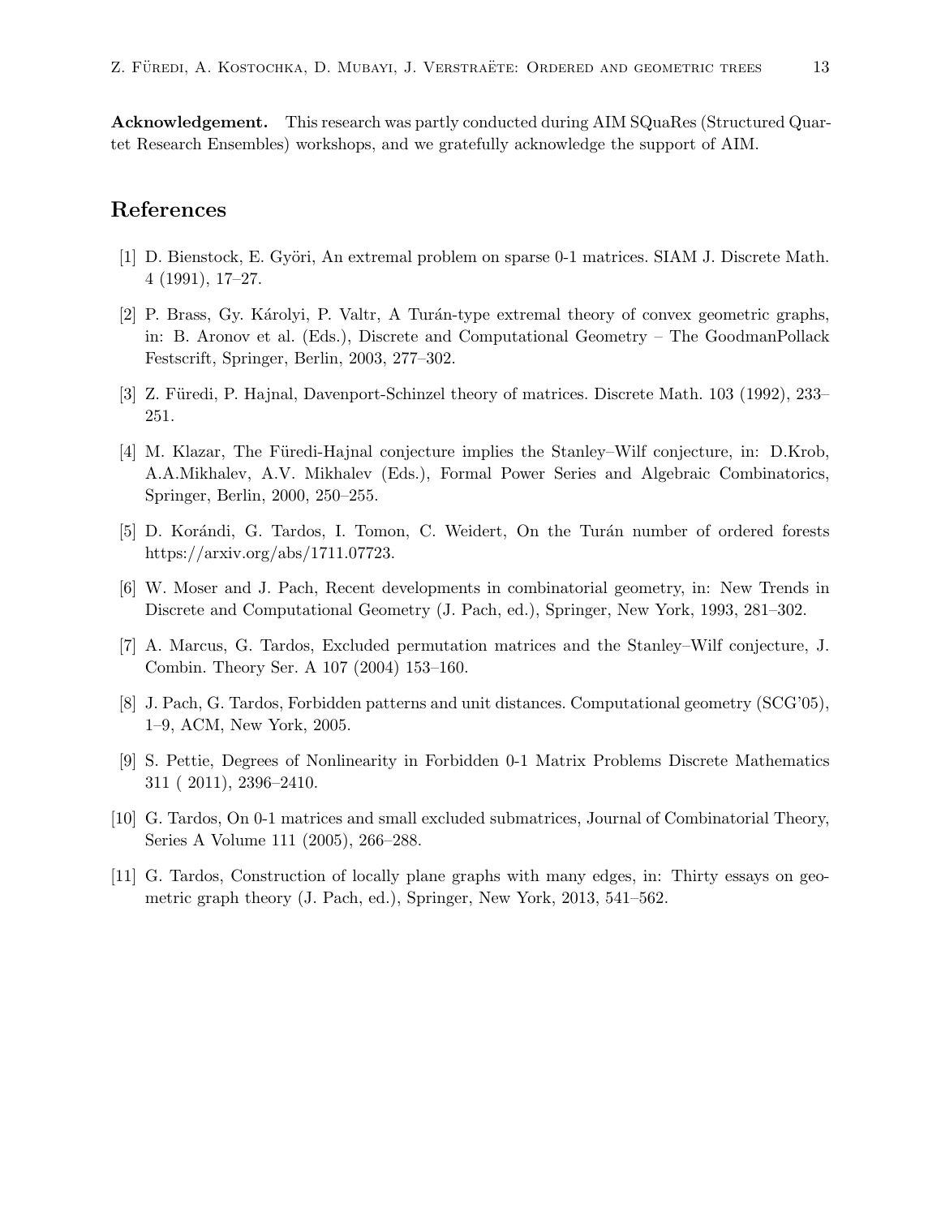**Acknowledgement.** This research was partly conducted during AIM SQuaRes (Structured Quartet Research Ensembles) workshops, and we gratefully acknowledge the support of AIM.

## References

[1] D. Bienstock, E. Györi, An extremal problem on sparse 0-1 matrices. SIAM J. Discrete Math. 4 (1991), 17–27.

[2] P. Brass, Gy. Károlyi, P. Valtr, A Turán-type extremal theory of convex geometric graphs, in: B. Aronov et al. (Eds.), Discrete and Computational Geometry – The GoodmanPollack Festscrift, Springer, Berlin, 2003, 277–302.

[3] Z. Füredi, P. Hajnal, Davenport-Schinzel theory of matrices. Discrete Math. 103 (1992), 233–251.

[4] M. Klazar, The Füredi-Hajnal conjecture implies the Stanley–Wilf conjecture, in: D.Krob, A.A.Mikhalev, A.V. Mikhalev (Eds.), Formal Power Series and Algebraic Combinatorics, Springer, Berlin, 2000, 250–255.

[5] D. Korándi, G. Tardos, I. Tomon, C. Weidert, On the Turán number of ordered forests https://arxiv.org/abs/1711.07723.

[6] W. Moser and J. Pach, Recent developments in combinatorial geometry, in: New Trends in Discrete and Computational Geometry (J. Pach, ed.), Springer, New York, 1993, 281–302.

[7] A. Marcus, G. Tardos, Excluded permutation matrices and the Stanley–Wilf conjecture, J. Combin. Theory Ser. A 107 (2004) 153–160.

[8] J. Pach, G. Tardos, Forbidden patterns and unit distances. Computational geometry (SCG'05), 1–9, ACM, New York, 2005.

[9] S. Pettie, Degrees of Nonlinearity in Forbidden 0-1 Matrix Problems Discrete Mathematics 311 ( 2011), 2396–2410.

[10] G. Tardos, On 0-1 matrices and small excluded submatrices, Journal of Combinatorial Theory, Series A Volume 111 (2005), 266–288.

[11] G. Tardos, Construction of locally plane graphs with many edges, in: Thirty essays on geometric graph theory (J. Pach, ed.), Springer, New York, 2013, 541–562.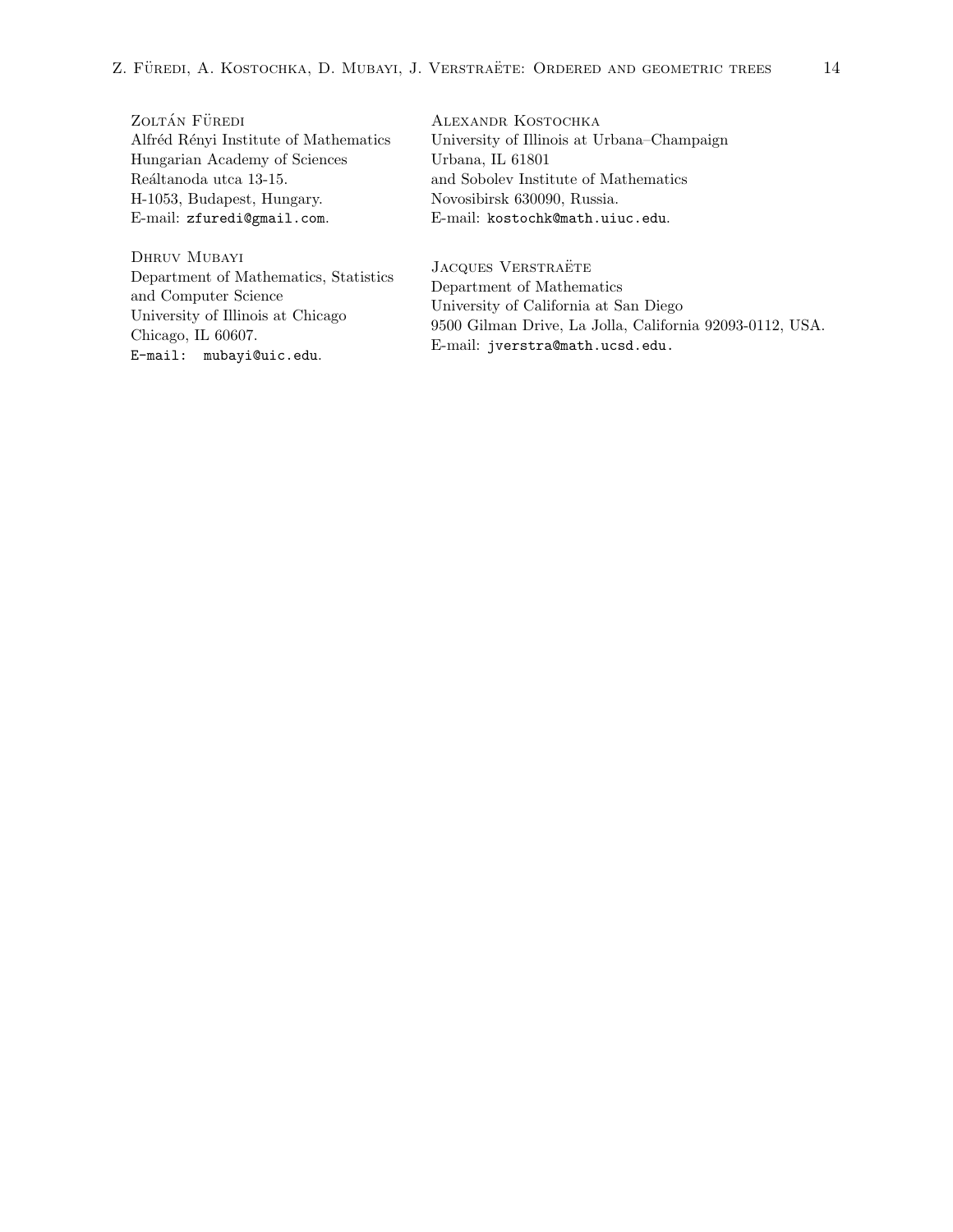Zoltán Füredi
Alfréd Rényi Institute of Mathematics
Hungarian Academy of Sciences
Reáltanoda utca 13-15.
H-1053, Budapest, Hungary.
E-mail: zfuredi@gmail.com.

Alexandr Kostochka
University of Illinois at Urbana–Champaign
Urbana, IL 61801
and Sobolev Institute of Mathematics
Novosibirsk 630090, Russia.
E-mail: kostochk@math.uiuc.edu.

Dhruv Mubayi
Department of Mathematics, Statistics
and Computer Science
University of Illinois at Chicago
Chicago, IL 60607.
E-mail: mubayi@uic.edu.

Jacques Verstraëte
Department of Mathematics
University of California at San Diego
9500 Gilman Drive, La Jolla, California 92093-0112, USA.
E-mail: jverstra@math.ucsd.edu.